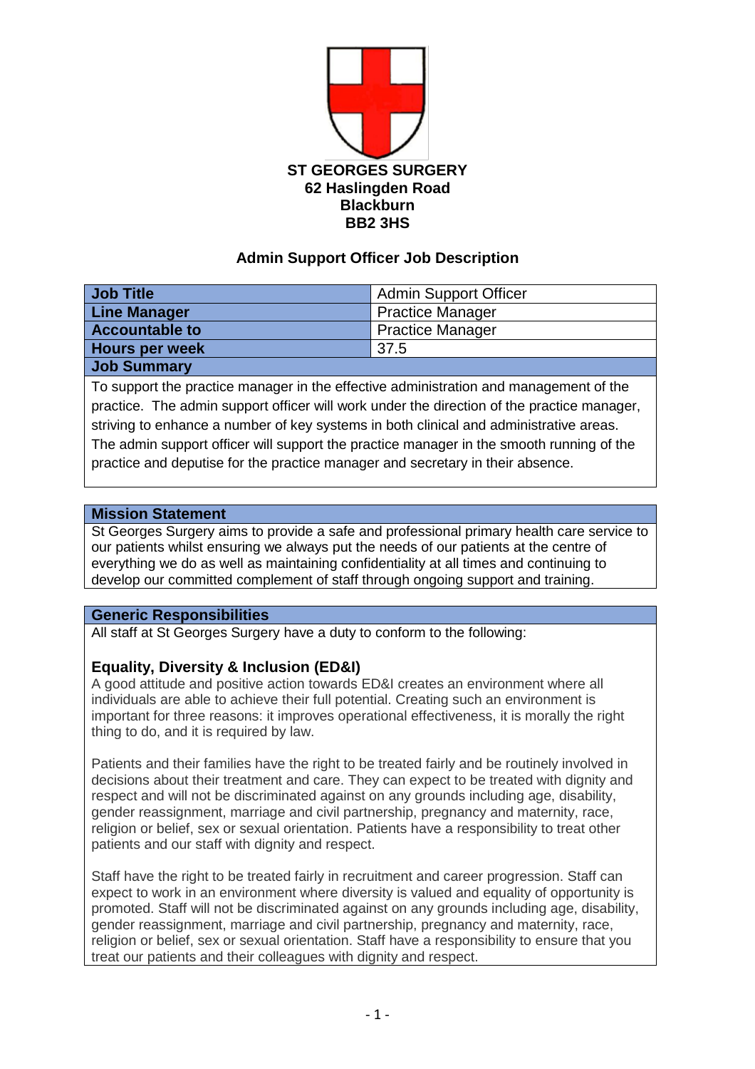**ST GEORGES SURGERY**
**62 Haslingden Road**
**Blackburn**
**BB2 3HS**

## Admin Support Officer Job Description

| **Job Title** | Admin Support Officer |
|---|---|
| **Line Manager** | Practice Manager |
| **Accountable to** | Practice Manager |
| **Hours per week** | 37.5 |

### Job Summary

To support the practice manager in the effective administration and management of the practice. The admin support officer will work under the direction of the practice manager, striving to enhance a number of key systems in both clinical and administrative areas. The admin support officer will support the practice manager in the smooth running of the practice and deputise for the practice manager and secretary in their absence.

### Mission Statement

St Georges Surgery aims to provide a safe and professional primary health care service to our patients whilst ensuring we always put the needs of our patients at the centre of everything we do as well as maintaining confidentiality at all times and continuing to develop our committed complement of staff through ongoing support and training.

### Generic Responsibilities

All staff at St Georges Surgery have a duty to conform to the following:

#### Equality, Diversity & Inclusion (ED&I)

A good attitude and positive action towards ED&I creates an environment where all individuals are able to achieve their full potential. Creating such an environment is important for three reasons: it improves operational effectiveness, it is morally the right thing to do, and it is required by law.

Patients and their families have the right to be treated fairly and be routinely involved in decisions about their treatment and care. They can expect to be treated with dignity and respect and will not be discriminated against on any grounds including age, disability, gender reassignment, marriage and civil partnership, pregnancy and maternity, race, religion or belief, sex or sexual orientation. Patients have a responsibility to treat other patients and our staff with dignity and respect.

Staff have the right to be treated fairly in recruitment and career progression. Staff can expect to work in an environment where diversity is valued and equality of opportunity is promoted. Staff will not be discriminated against on any grounds including age, disability, gender reassignment, marriage and civil partnership, pregnancy and maternity, race, religion or belief, sex or sexual orientation. Staff have a responsibility to ensure that you treat our patients and their colleagues with dignity and respect.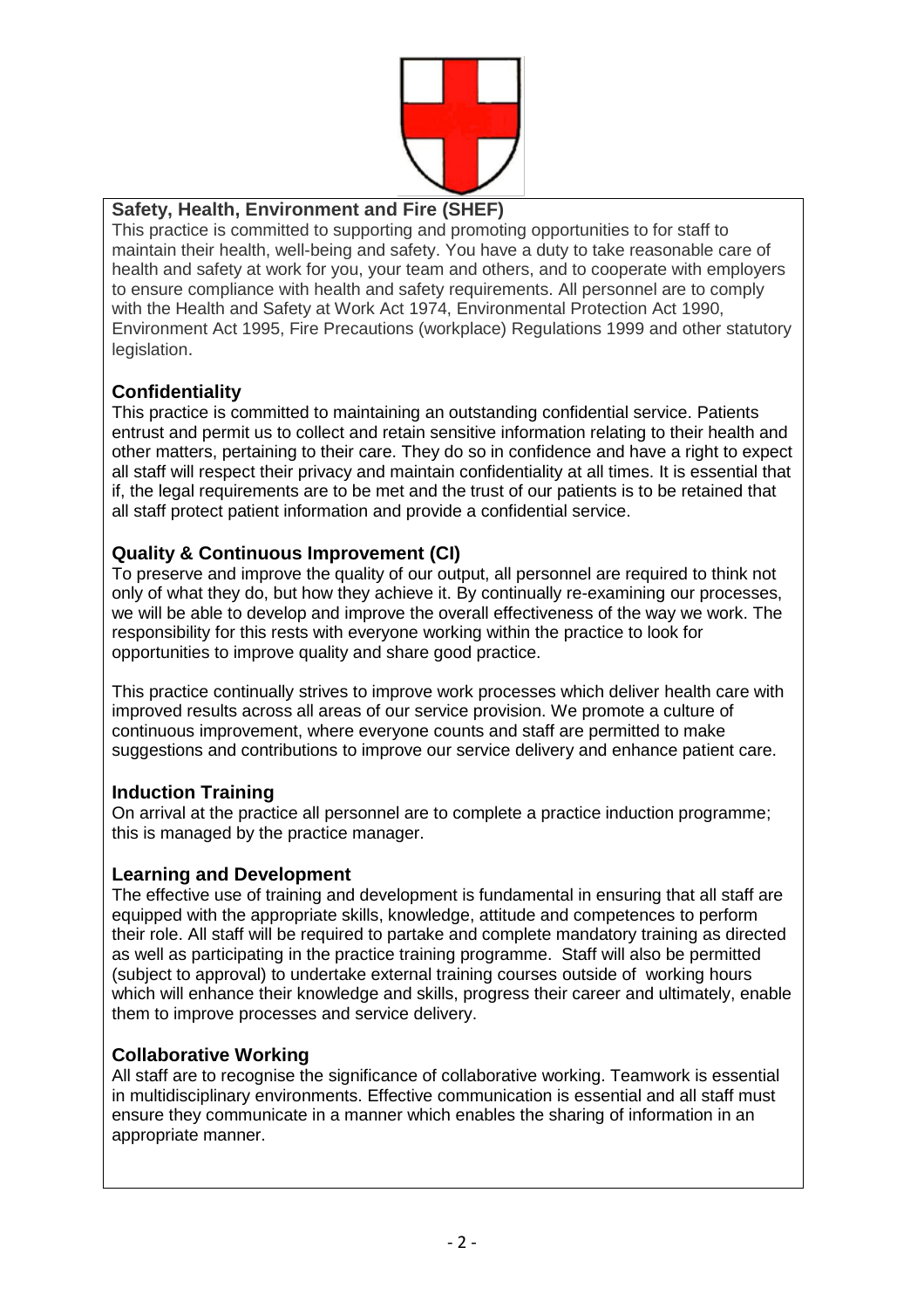## Safety, Health, Environment and Fire (SHEF)

This practice is committed to supporting and promoting opportunities to for staff to maintain their health, well-being and safety. You have a duty to take reasonable care of health and safety at work for you, your team and others, and to cooperate with employers to ensure compliance with health and safety requirements. All personnel are to comply with the Health and Safety at Work Act 1974, Environmental Protection Act 1990, Environment Act 1995, Fire Precautions (workplace) Regulations 1999 and other statutory legislation.

## Confidentiality

This practice is committed to maintaining an outstanding confidential service. Patients entrust and permit us to collect and retain sensitive information relating to their health and other matters, pertaining to their care. They do so in confidence and have a right to expect all staff will respect their privacy and maintain confidentiality at all times. It is essential that if, the legal requirements are to be met and the trust of our patients is to be retained that all staff protect patient information and provide a confidential service.

## Quality & Continuous Improvement (CI)

To preserve and improve the quality of our output, all personnel are required to think not only of what they do, but how they achieve it. By continually re-examining our processes, we will be able to develop and improve the overall effectiveness of the way we work. The responsibility for this rests with everyone working within the practice to look for opportunities to improve quality and share good practice.

This practice continually strives to improve work processes which deliver health care with improved results across all areas of our service provision. We promote a culture of continuous improvement, where everyone counts and staff are permitted to make suggestions and contributions to improve our service delivery and enhance patient care.

## Induction Training

On arrival at the practice all personnel are to complete a practice induction programme; this is managed by the practice manager.

## Learning and Development

The effective use of training and development is fundamental in ensuring that all staff are equipped with the appropriate skills, knowledge, attitude and competences to perform their role. All staff will be required to partake and complete mandatory training as directed as well as participating in the practice training programme. Staff will also be permitted (subject to approval) to undertake external training courses outside of working hours which will enhance their knowledge and skills, progress their career and ultimately, enable them to improve processes and service delivery.

## Collaborative Working

All staff are to recognise the significance of collaborative working. Teamwork is essential in multidisciplinary environments. Effective communication is essential and all staff must ensure they communicate in a manner which enables the sharing of information in an appropriate manner.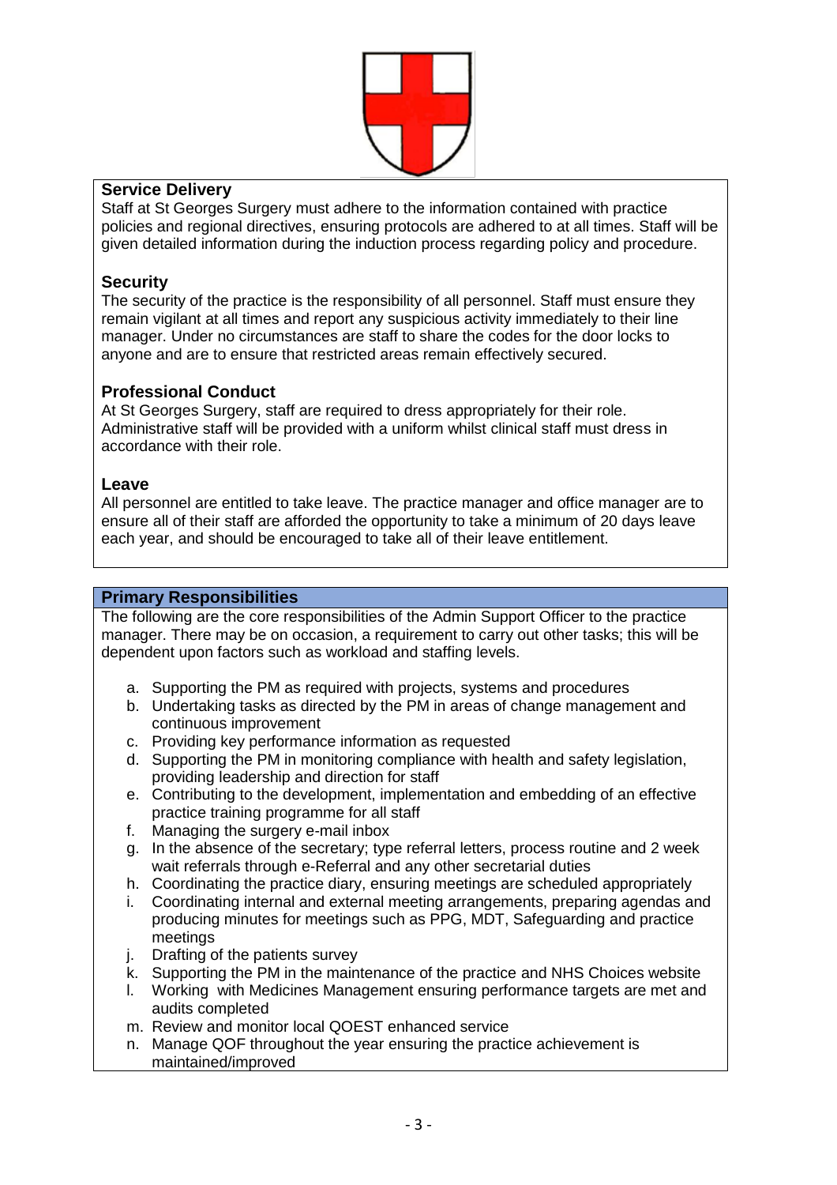### Service Delivery

Staff at St Georges Surgery must adhere to the information contained with practice policies and regional directives, ensuring protocols are adhered to at all times. Staff will be given detailed information during the induction process regarding policy and procedure.

### Security

The security of the practice is the responsibility of all personnel. Staff must ensure they remain vigilant at all times and report any suspicious activity immediately to their line manager. Under no circumstances are staff to share the codes for the door locks to anyone and are to ensure that restricted areas remain effectively secured.

### Professional Conduct

At St Georges Surgery, staff are required to dress appropriately for their role. Administrative staff will be provided with a uniform whilst clinical staff must dress in accordance with their role.

### Leave

All personnel are entitled to take leave. The practice manager and office manager are to ensure all of their staff are afforded the opportunity to take a minimum of 20 days leave each year, and should be encouraged to take all of their leave entitlement.

## Primary Responsibilities

The following are the core responsibilities of the Admin Support Officer to the practice manager. There may be on occasion, a requirement to carry out other tasks; this will be dependent upon factors such as workload and staffing levels.

a. Supporting the PM as required with projects, systems and procedures
b. Undertaking tasks as directed by the PM in areas of change management and continuous improvement
c. Providing key performance information as requested
d. Supporting the PM in monitoring compliance with health and safety legislation, providing leadership and direction for staff
e. Contributing to the development, implementation and embedding of an effective practice training programme for all staff
f. Managing the surgery e-mail inbox
g. In the absence of the secretary; type referral letters, process routine and 2 week wait referrals through e-Referral and any other secretarial duties
h. Coordinating the practice diary, ensuring meetings are scheduled appropriately
i. Coordinating internal and external meeting arrangements, preparing agendas and producing minutes for meetings such as PPG, MDT, Safeguarding and practice meetings
j. Drafting of the patients survey
k. Supporting the PM in the maintenance of the practice and NHS Choices website
l. Working with Medicines Management ensuring performance targets are met and audits completed
m. Review and monitor local QOEST enhanced service
n. Manage QOF throughout the year ensuring the practice achievement is maintained/improved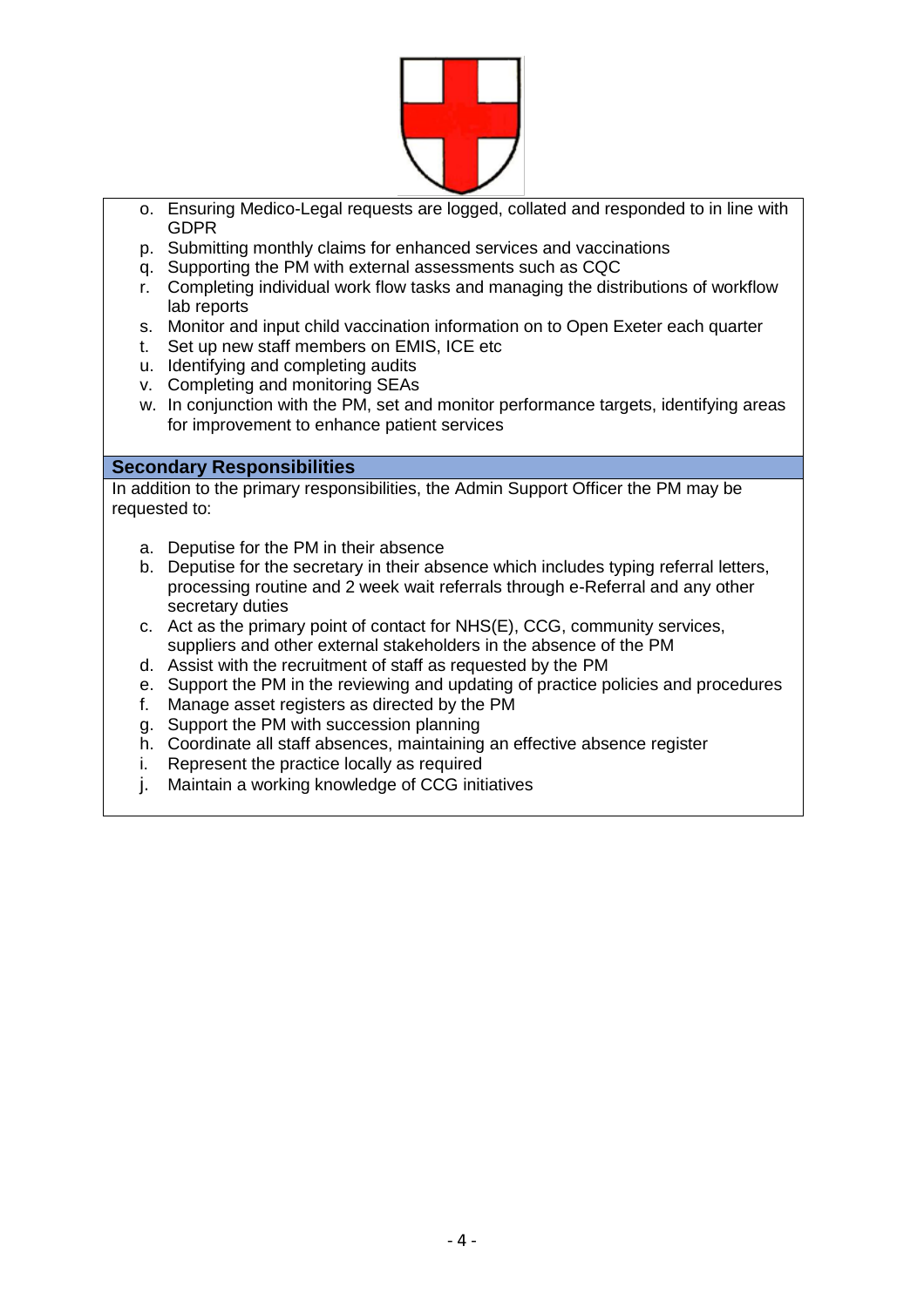o. Ensuring Medico-Legal requests are logged, collated and responded to in line with GDPR
p. Submitting monthly claims for enhanced services and vaccinations
q. Supporting the PM with external assessments such as CQC
r. Completing individual work flow tasks and managing the distributions of workflow lab reports
s. Monitor and input child vaccination information on to Open Exeter each quarter
t. Set up new staff members on EMIS, ICE etc
u. Identifying and completing audits
v. Completing and monitoring SEAs
w. In conjunction with the PM, set and monitor performance targets, identifying areas for improvement to enhance patient services

## Secondary Responsibilities

In addition to the primary responsibilities, the Admin Support Officer the PM may be requested to:

a. Deputise for the PM in their absence
b. Deputise for the secretary in their absence which includes typing referral letters, processing routine and 2 week wait referrals through e-Referral and any other secretary duties
c. Act as the primary point of contact for NHS(E), CCG, community services, suppliers and other external stakeholders in the absence of the PM
d. Assist with the recruitment of staff as requested by the PM
e. Support the PM in the reviewing and updating of practice policies and procedures
f. Manage asset registers as directed by the PM
g. Support the PM with succession planning
h. Coordinate all staff absences, maintaining an effective absence register
i. Represent the practice locally as required
j. Maintain a working knowledge of CCG initiatives